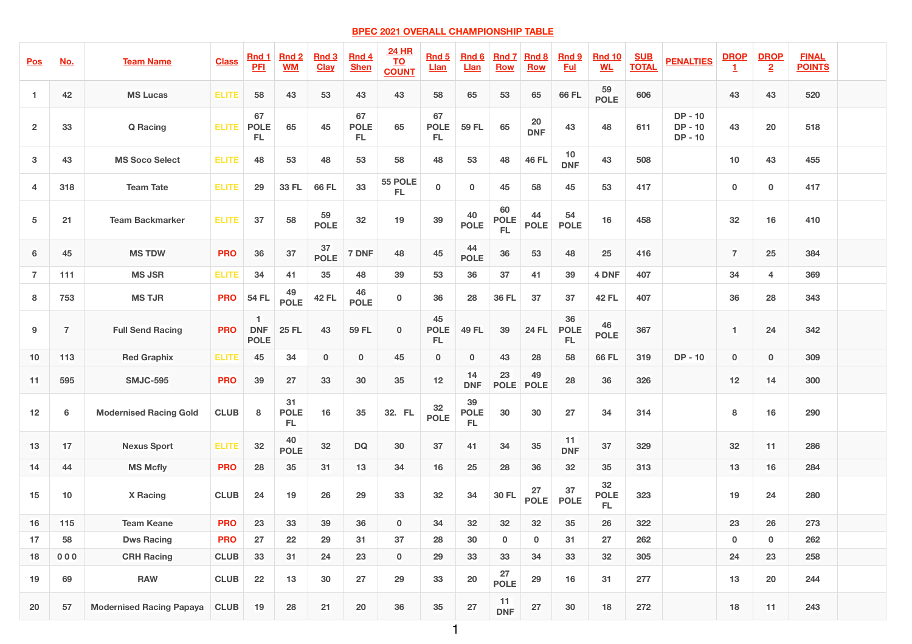## BPEC 2021 OVERALL CHAMPIONSHIP TABLE

| Pos | No. | Team Name | Class | Rnd 1 PFI | Rnd 2 WM | Rnd 3 Clay | Rnd 4 Shen | 24 HR TO COUNT | Rnd 5 Llan | Rnd 6 Llan | Rnd 7 Row | Rnd 8 Row | Rnd 9 Ful | Rnd 10 WL | SUB TOTAL | PENALTIES | DROP 1 | DROP 2 | FINAL POINTS |
|---|---|---|---|---|---|---|---|---|---|---|---|---|---|---|---|---|---|---|---|
| 1 | 42 | MS Lucas | ELITE | 58 | 43 | 53 | 43 | 43 | 58 | 65 | 53 | 65 | 66 FL | 59 POLE | 606 | | 43 | 43 | 520 |
| 2 | 33 | Q Racing | ELITE | 67 POLE FL | 65 | 45 | 67 POLE FL | 65 | 67 POLE FL | 59 FL | 65 | 20 DNF | 43 | 48 | 611 | DP - 10 DP - 10 DP - 10 | 43 | 20 | 518 |
| 3 | 43 | MS Soco Select | ELITE | 48 | 53 | 48 | 53 | 58 | 48 | 53 | 48 | 46 FL | 10 DNF | 43 | 508 | | 10 | 43 | 455 |
| 4 | 318 | Team Tate | ELITE | 29 | 33 FL | 66 FL | 33 | 55 POLE FL | 0 | 0 | 45 | 58 | 45 | 53 | 417 | | 0 | 0 | 417 |
| 5 | 21 | Team Backmarker | ELITE | 37 | 58 | 59 POLE | 32 | 19 | 39 | 40 POLE | 60 POLE FL | 44 POLE | 54 POLE | 16 | 458 | | 32 | 16 | 410 |
| 6 | 45 | MS TDW | PRO | 36 | 37 | 37 POLE | 7 DNF | 48 | 45 | 44 POLE | 36 | 53 | 48 | 25 | 416 | | 7 | 25 | 384 |
| 7 | 111 | MS JSR | ELITE | 34 | 41 | 35 | 48 | 39 | 53 | 36 | 37 | 41 | 39 | 4 DNF | 407 | | 34 | 4 | 369 |
| 8 | 753 | MS TJR | PRO | 54 FL | 49 POLE | 42 FL | 46 POLE | 0 | 36 | 28 | 36 FL | 37 | 37 | 42 FL | 407 | | 36 | 28 | 343 |
| 9 | 7 | Full Send Racing | PRO | 1 DNF POLE | 25 FL | 43 | 59 FL | 0 | 45 POLE FL | 49 FL | 39 | 24 FL | 36 POLE FL | 46 POLE | 367 | | 1 | 24 | 342 |
| 10 | 113 | Red Graphix | ELITE | 45 | 34 | 0 | 0 | 45 | 0 | 0 | 43 | 28 | 58 | 66 FL | 319 | DP - 10 | 0 | 0 | 309 |
| 11 | 595 | SMJC-595 | PRO | 39 | 27 | 33 | 30 | 35 | 12 | 14 DNF | 23 POLE | 49 POLE | 28 | 36 | 326 | | 12 | 14 | 300 |
| 12 | 6 | Modernised Racing Gold | CLUB | 8 | 31 POLE FL | 16 | 35 | 32. FL | 32 POLE | 39 POLE FL | 30 | 30 | 27 | 34 | 314 | | 8 | 16 | 290 |
| 13 | 17 | Nexus Sport | ELITE | 32 | 40 POLE | 32 | DQ | 30 | 37 | 41 | 34 | 35 | 11 DNF | 37 | 329 | | 32 | 11 | 286 |
| 14 | 44 | MS Mcfly | PRO | 28 | 35 | 31 | 13 | 34 | 16 | 25 | 28 | 36 | 32 | 35 | 313 | | 13 | 16 | 284 |
| 15 | 10 | X Racing | CLUB | 24 | 19 | 26 | 29 | 33 | 32 | 34 | 30 FL | 27 POLE | 37 POLE | 32 POLE FL | 323 | | 19 | 24 | 280 |
| 16 | 115 | Team Keane | PRO | 23 | 33 | 39 | 36 | 0 | 34 | 32 | 32 | 32 | 35 | 26 | 322 | | 23 | 26 | 273 |
| 17 | 58 | Dws Racing | PRO | 27 | 22 | 29 | 31 | 37 | 28 | 30 | 0 | 0 | 31 | 27 | 262 | | 0 | 0 | 262 |
| 18 | 0 0 0 | CRH Racing | CLUB | 33 | 31 | 24 | 23 | 0 | 29 | 33 | 33 | 34 | 33 | 32 | 305 | | 24 | 23 | 258 |
| 19 | 69 | RAW | CLUB | 22 | 13 | 30 | 27 | 29 | 33 | 20 | 27 POLE | 29 | 16 | 31 | 277 | | 13 | 20 | 244 |
| 20 | 57 | Modernised Racing Papaya | CLUB | 19 | 28 | 21 | 20 | 36 | 35 | 27 | 11 DNF | 27 | 30 | 18 | 272 | | 18 | 11 | 243 |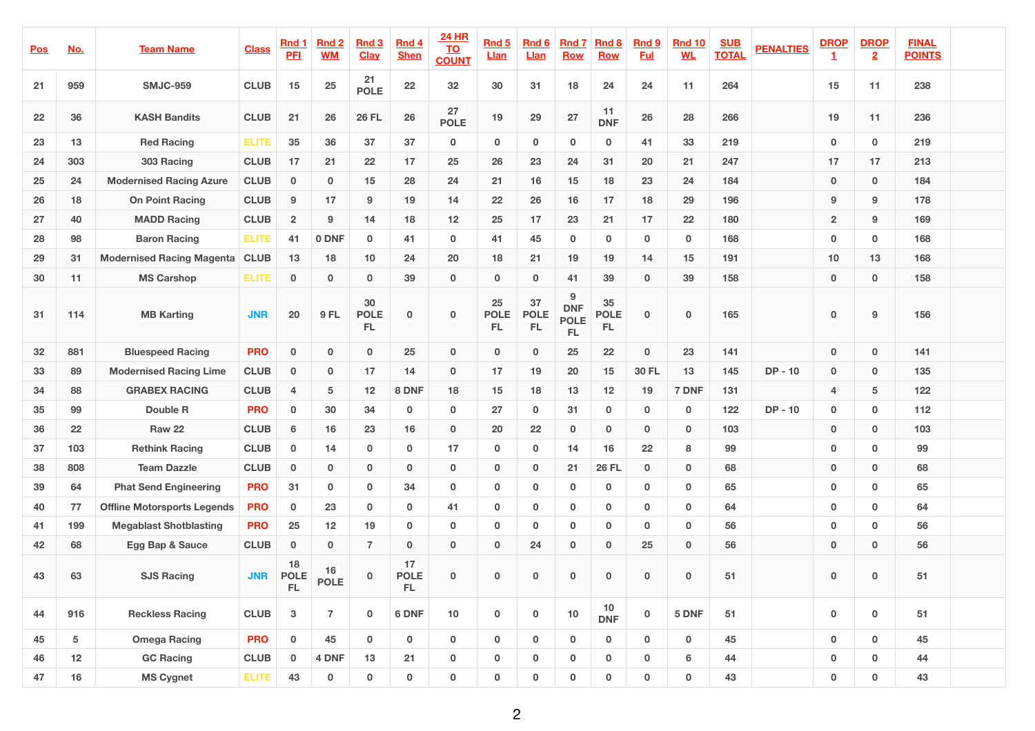| Pos | No. | Team Name | Class | Rnd 1 PFI | Rnd 2 WM | Rnd 3 Clay | Rnd 4 Shen | 24 HR TO COUNT | Rnd 5 Llan | Rnd 6 Llan | Rnd 7 Row | Rnd 8 Row | Rnd 9 Ful | Rnd 10 WL | SUB TOTAL | PENALTIES | DROP 1 | DROP 2 | FINAL POINTS |
|---|---|---|---|---|---|---|---|---|---|---|---|---|---|---|---|---|---|---|---|
| 21 | 959 | SMJC-959 | CLUB | 15 | 25 | 21 POLE | 22 | 32 | 30 | 31 | 18 | 24 | 24 | 11 | 264 | | 15 | 11 | 238 |
| 22 | 36 | KASH Bandits | CLUB | 21 | 26 | 26 FL | 26 | 27 POLE | 19 | 29 | 27 | 11 DNF | 26 | 28 | 266 | | 19 | 11 | 236 |
| 23 | 13 | Red Racing | ELITE | 35 | 36 | 37 | 37 | 0 | 0 | 0 | 0 | 0 | 41 | 33 | 219 | | 0 | 0 | 219 |
| 24 | 303 | 303 Racing | CLUB | 17 | 21 | 22 | 17 | 25 | 26 | 23 | 24 | 31 | 20 | 21 | 247 | | 17 | 17 | 213 |
| 25 | 24 | Modernised Racing Azure | CLUB | 0 | 0 | 15 | 28 | 24 | 21 | 16 | 15 | 18 | 23 | 24 | 184 | | 0 | 0 | 184 |
| 26 | 18 | On Point Racing | CLUB | 9 | 17 | 9 | 19 | 14 | 22 | 26 | 16 | 17 | 18 | 29 | 196 | | 9 | 9 | 178 |
| 27 | 40 | MADD Racing | CLUB | 2 | 9 | 14 | 18 | 12 | 25 | 17 | 23 | 21 | 17 | 22 | 180 | | 2 | 9 | 169 |
| 28 | 98 | Baron Racing | ELITE | 41 | 0 DNF | 0 | 41 | 0 | 41 | 45 | 0 | 0 | 0 | 0 | 168 | | 0 | 0 | 168 |
| 29 | 31 | Modernised Racing Magenta | CLUB | 13 | 18 | 10 | 24 | 20 | 18 | 21 | 19 | 19 | 14 | 15 | 191 | | 10 | 13 | 168 |
| 30 | 11 | MS Carshop | ELITE | 0 | 0 | 0 | 39 | 0 | 0 | 0 | 41 | 39 | 0 | 39 | 158 | | 0 | 0 | 158 |
| 31 | 114 | MB Karting | JNR | 20 | 9 FL | 30 POLE FL | 0 | 0 | 25 POLE FL | 37 POLE FL | 9 DNF POLE FL | 35 POLE FL | 0 | 0 | 165 | | 0 | 9 | 156 |
| 32 | 881 | Bluespeed Racing | PRO | 0 | 0 | 0 | 25 | 0 | 0 | 0 | 25 | 22 | 0 | 23 | 141 | | 0 | 0 | 141 |
| 33 | 89 | Modernised Racing Lime | CLUB | 0 | 0 | 17 | 14 | 0 | 17 | 19 | 20 | 15 | 30 FL | 13 | 145 | DP - 10 | 0 | 0 | 135 |
| 34 | 88 | GRABEX RACING | CLUB | 4 | 5 | 12 | 8 DNF | 18 | 15 | 18 | 13 | 12 | 19 | 7 DNF | 131 | | 4 | 5 | 122 |
| 35 | 99 | Double R | PRO | 0 | 30 | 34 | 0 | 0 | 27 | 0 | 31 | 0 | 0 | 0 | 122 | DP - 10 | 0 | 0 | 112 |
| 36 | 22 | Raw 22 | CLUB | 6 | 16 | 23 | 16 | 0 | 20 | 22 | 0 | 0 | 0 | 0 | 103 | | 0 | 0 | 103 |
| 37 | 103 | Rethink Racing | CLUB | 0 | 14 | 0 | 0 | 17 | 0 | 0 | 14 | 16 | 22 | 8 | 99 | | 0 | 0 | 99 |
| 38 | 808 | Team Dazzle | CLUB | 0 | 0 | 0 | 0 | 0 | 0 | 0 | 21 | 26 FL | 0 | 0 | 68 | | 0 | 0 | 68 |
| 39 | 64 | Phat Send Engineering | PRO | 31 | 0 | 0 | 34 | 0 | 0 | 0 | 0 | 0 | 0 | 0 | 65 | | 0 | 0 | 65 |
| 40 | 77 | Offline Motorsports Legends | PRO | 0 | 23 | 0 | 0 | 41 | 0 | 0 | 0 | 0 | 0 | 0 | 64 | | 0 | 0 | 64 |
| 41 | 199 | Megablast Shotblasting | PRO | 25 | 12 | 19 | 0 | 0 | 0 | 0 | 0 | 0 | 0 | 0 | 56 | | 0 | 0 | 56 |
| 42 | 68 | Egg Bap & Sauce | CLUB | 0 | 0 | 7 | 0 | 0 | 0 | 24 | 0 | 0 | 25 | 0 | 56 | | 0 | 0 | 56 |
| 43 | 63 | SJS Racing | JNR | 18 POLE FL | 16 POLE | 0 | 17 POLE FL | 0 | 0 | 0 | 0 | 0 | 0 | 0 | 51 | | 0 | 0 | 51 |
| 44 | 916 | Reckless Racing | CLUB | 3 | 7 | 0 | 6 DNF | 10 | 0 | 0 | 10 | 10 DNF | 0 | 5 DNF | 51 | | 0 | 0 | 51 |
| 45 | 5 | Omega Racing | PRO | 0 | 45 | 0 | 0 | 0 | 0 | 0 | 0 | 0 | 0 | 0 | 45 | | 0 | 0 | 45 |
| 46 | 12 | GC Racing | CLUB | 0 | 4 DNF | 13 | 21 | 0 | 0 | 0 | 0 | 0 | 0 | 6 | 44 | | 0 | 0 | 44 |
| 47 | 16 | MS Cygnet | ELITE | 43 | 0 | 0 | 0 | 0 | 0 | 0 | 0 | 0 | 0 | 0 | 43 | | 0 | 0 | 43 |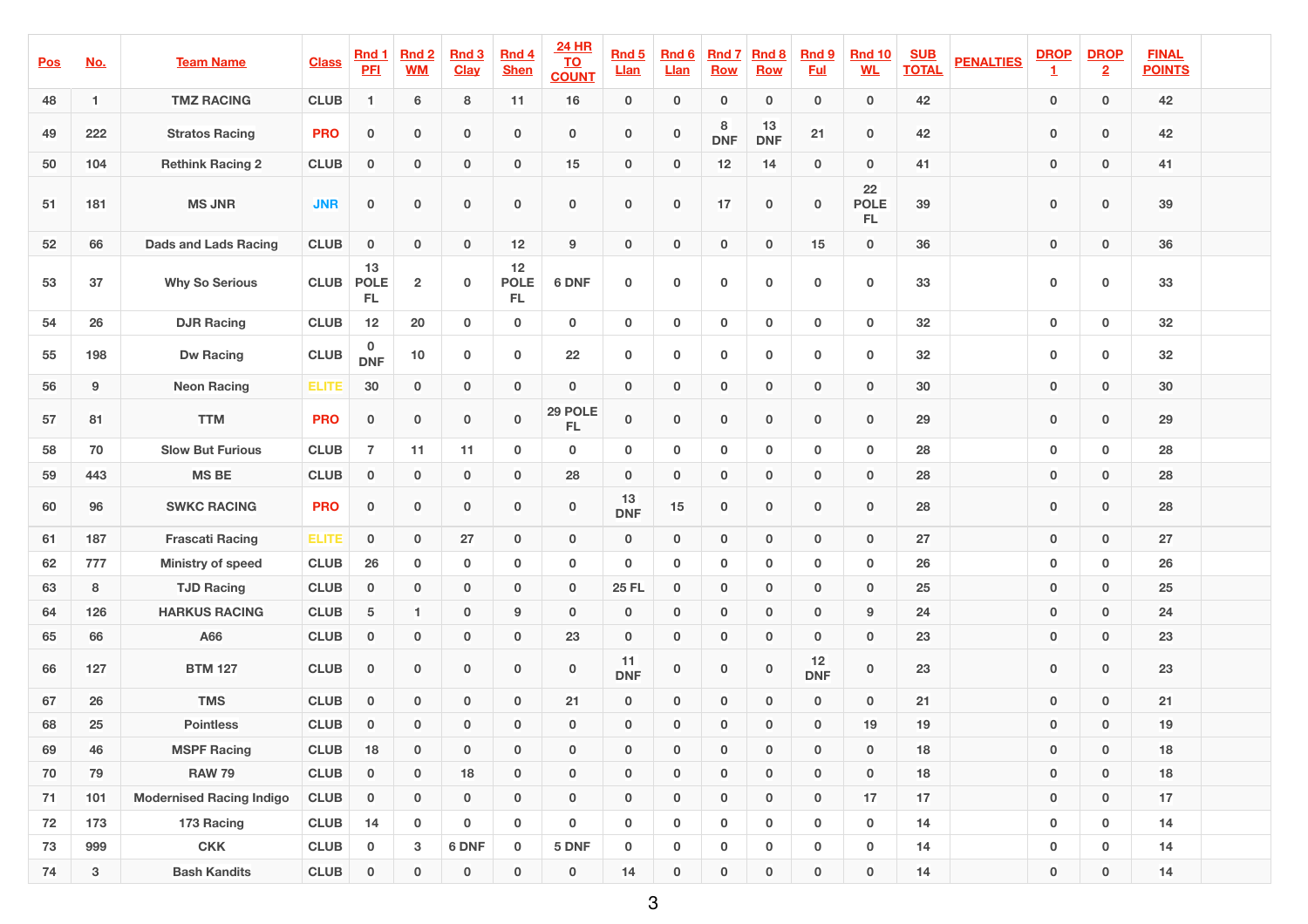| Pos | No. | Team Name | Class | Rnd 1 PFI | Rnd 2 WM | Rnd 3 Clay | Rnd 4 Shen | 24 HR TO COUNT | Rnd 5 Llan | Rnd 6 Llan | Rnd 7 Row | Rnd 8 Row | Rnd 9 Ful | Rnd 10 WL | SUB TOTAL | PENALTIES | DROP 1 | DROP 2 | FINAL POINTS | |
|---|---|---|---|---|---|---|---|---|---|---|---|---|---|---|---|---|---|---|---|---|
| 48 | 1 | TMZ RACING | CLUB | 1 | 6 | 8 | 11 | 16 | 0 | 0 | 0 | 0 | 0 | 0 | 42 | | 0 | 0 | 42 | |
| 49 | 222 | Stratos Racing | PRO | 0 | 0 | 0 | 0 | 0 | 0 | 0 | 8 DNF | 13 DNF | 21 | 0 | 42 | | 0 | 0 | 42 | |
| 50 | 104 | Rethink Racing 2 | CLUB | 0 | 0 | 0 | 0 | 15 | 0 | 0 | 12 | 14 | 0 | 0 | 41 | | 0 | 0 | 41 | |
| 51 | 181 | MS JNR | JNR | 0 | 0 | 0 | 0 | 0 | 0 | 0 | 17 | 0 | 0 | 22 POLE FL | 39 | | 0 | 0 | 39 | |
| 52 | 66 | Dads and Lads Racing | CLUB | 0 | 0 | 0 | 12 | 9 | 0 | 0 | 0 | 0 | 15 | 0 | 36 | | 0 | 0 | 36 | |
| 53 | 37 | Why So Serious | CLUB | 13 POLE FL | 2 | 0 | 12 POLE FL | 6 DNF | 0 | 0 | 0 | 0 | 0 | 0 | 33 | | 0 | 0 | 33 | |
| 54 | 26 | DJR Racing | CLUB | 12 | 20 | 0 | 0 | 0 | 0 | 0 | 0 | 0 | 0 | 0 | 32 | | 0 | 0 | 32 | |
| 55 | 198 | Dw Racing | CLUB | 0 DNF | 10 | 0 | 0 | 22 | 0 | 0 | 0 | 0 | 0 | 0 | 32 | | 0 | 0 | 32 | |
| 56 | 9 | Neon Racing | ELITE | 30 | 0 | 0 | 0 | 0 | 0 | 0 | 0 | 0 | 0 | 0 | 30 | | 0 | 0 | 30 | |
| 57 | 81 | TTM | PRO | 0 | 0 | 0 | 0 | 29 POLE FL | 0 | 0 | 0 | 0 | 0 | 0 | 29 | | 0 | 0 | 29 | |
| 58 | 70 | Slow But Furious | CLUB | 7 | 11 | 11 | 0 | 0 | 0 | 0 | 0 | 0 | 0 | 0 | 28 | | 0 | 0 | 28 | |
| 59 | 443 | MS BE | CLUB | 0 | 0 | 0 | 0 | 28 | 0 | 0 | 0 | 0 | 0 | 0 | 28 | | 0 | 0 | 28 | |
| 60 | 96 | SWKC RACING | PRO | 0 | 0 | 0 | 0 | 0 | 13 DNF | 15 | 0 | 0 | 0 | 0 | 28 | | 0 | 0 | 28 | |
| 61 | 187 | Frascati Racing | ELITE | 0 | 0 | 27 | 0 | 0 | 0 | 0 | 0 | 0 | 0 | 0 | 27 | | 0 | 0 | 27 | |
| 62 | 777 | Ministry of speed | CLUB | 26 | 0 | 0 | 0 | 0 | 0 | 0 | 0 | 0 | 0 | 0 | 26 | | 0 | 0 | 26 | |
| 63 | 8 | TJD Racing | CLUB | 0 | 0 | 0 | 0 | 0 | 25 FL | 0 | 0 | 0 | 0 | 0 | 25 | | 0 | 0 | 25 | |
| 64 | 126 | HARKUS RACING | CLUB | 5 | 1 | 0 | 9 | 0 | 0 | 0 | 0 | 0 | 0 | 9 | 24 | | 0 | 0 | 24 | |
| 65 | 66 | A66 | CLUB | 0 | 0 | 0 | 0 | 23 | 0 | 0 | 0 | 0 | 0 | 0 | 23 | | 0 | 0 | 23 | |
| 66 | 127 | BTM 127 | CLUB | 0 | 0 | 0 | 0 | 0 | 11 DNF | 0 | 0 | 0 | 12 DNF | 0 | 23 | | 0 | 0 | 23 | |
| 67 | 26 | TMS | CLUB | 0 | 0 | 0 | 0 | 21 | 0 | 0 | 0 | 0 | 0 | 0 | 21 | | 0 | 0 | 21 | |
| 68 | 25 | Pointless | CLUB | 0 | 0 | 0 | 0 | 0 | 0 | 0 | 0 | 0 | 0 | 19 | 19 | | 0 | 0 | 19 | |
| 69 | 46 | MSPF Racing | CLUB | 18 | 0 | 0 | 0 | 0 | 0 | 0 | 0 | 0 | 0 | 0 | 18 | | 0 | 0 | 18 | |
| 70 | 79 | RAW 79 | CLUB | 0 | 0 | 18 | 0 | 0 | 0 | 0 | 0 | 0 | 0 | 0 | 18 | | 0 | 0 | 18 | |
| 71 | 101 | Modernised Racing Indigo | CLUB | 0 | 0 | 0 | 0 | 0 | 0 | 0 | 0 | 0 | 0 | 17 | 17 | | 0 | 0 | 17 | |
| 72 | 173 | 173 Racing | CLUB | 14 | 0 | 0 | 0 | 0 | 0 | 0 | 0 | 0 | 0 | 0 | 14 | | 0 | 0 | 14 | |
| 73 | 999 | CKK | CLUB | 0 | 3 | 6 DNF | 0 | 5 DNF | 0 | 0 | 0 | 0 | 0 | 0 | 14 | | 0 | 0 | 14 | |
| 74 | 3 | Bash Kandits | CLUB | 0 | 0 | 0 | 0 | 0 | 14 | 0 | 0 | 0 | 0 | 0 | 14 | | 0 | 0 | 14 | |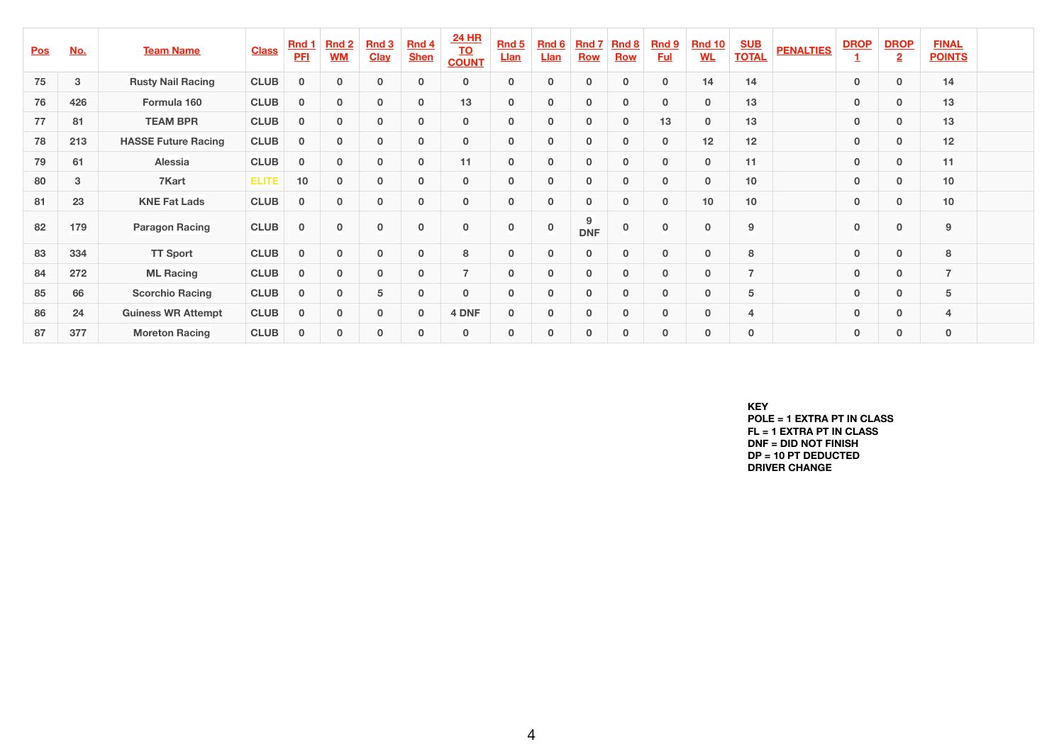| Pos | No. | Team Name | Class | Rnd 1 PFI | Rnd 2 WM | Rnd 3 Clay | Rnd 4 Shen | 24 HR TO COUNT | Rnd 5 Llan | Rnd 6 Llan | Rnd 7 Row | Rnd 8 Row | Rnd 9 Ful | Rnd 10 WL | SUB TOTAL | PENALTIES | DROP 1 | DROP 2 | FINAL POINTS | |
|---|---|---|---|---|---|---|---|---|---|---|---|---|---|---|---|---|---|---|---|---|
| 75 | 3 | Rusty Nail Racing | CLUB | 0 | 0 | 0 | 0 | 0 | 0 | 0 | 0 | 0 | 0 | 14 | 14 | | 0 | 0 | 14 | |
| 76 | 426 | Formula 160 | CLUB | 0 | 0 | 0 | 0 | 13 | 0 | 0 | 0 | 0 | 0 | 0 | 13 | | 0 | 0 | 13 | |
| 77 | 81 | TEAM BPR | CLUB | 0 | 0 | 0 | 0 | 0 | 0 | 0 | 0 | 0 | 13 | 0 | 13 | | 0 | 0 | 13 | |
| 78 | 213 | HASSE Future Racing | CLUB | 0 | 0 | 0 | 0 | 0 | 0 | 0 | 0 | 0 | 0 | 12 | 12 | | 0 | 0 | 12 | |
| 79 | 61 | Alessia | CLUB | 0 | 0 | 0 | 0 | 11 | 0 | 0 | 0 | 0 | 0 | 0 | 11 | | 0 | 0 | 11 | |
| 80 | 3 | 7Kart | ELITE | 10 | 0 | 0 | 0 | 0 | 0 | 0 | 0 | 0 | 0 | 0 | 10 | | 0 | 0 | 10 | |
| 81 | 23 | KNE Fat Lads | CLUB | 0 | 0 | 0 | 0 | 0 | 0 | 0 | 0 | 0 | 0 | 10 | 10 | | 0 | 0 | 10 | |
| 82 | 179 | Paragon Racing | CLUB | 0 | 0 | 0 | 0 | 0 | 0 | 0 | 9 DNF | 0 | 0 | 0 | 9 | | 0 | 0 | 9 | |
| 83 | 334 | TT Sport | CLUB | 0 | 0 | 0 | 0 | 8 | 0 | 0 | 0 | 0 | 0 | 0 | 8 | | 0 | 0 | 8 | |
| 84 | 272 | ML Racing | CLUB | 0 | 0 | 0 | 0 | 7 | 0 | 0 | 0 | 0 | 0 | 0 | 7 | | 0 | 0 | 7 | |
| 85 | 66 | Scorchio Racing | CLUB | 0 | 0 | 5 | 0 | 0 | 0 | 0 | 0 | 0 | 0 | 0 | 5 | | 0 | 0 | 5 | |
| 86 | 24 | Guiness WR Attempt | CLUB | 0 | 0 | 0 | 0 | 4 DNF | 0 | 0 | 0 | 0 | 0 | 0 | 4 | | 0 | 0 | 4 | |
| 87 | 377 | Moreton Racing | CLUB | 0 | 0 | 0 | 0 | 0 | 0 | 0 | 0 | 0 | 0 | 0 | 0 | | 0 | 0 | 0 | |

**KEY**
**POLE = 1 EXTRA PT IN CLASS**
**FL = 1 EXTRA PT IN CLASS**
**DNF = DID NOT FINISH**
**DP = 10 PT DEDUCTED**
**DRIVER CHANGE**